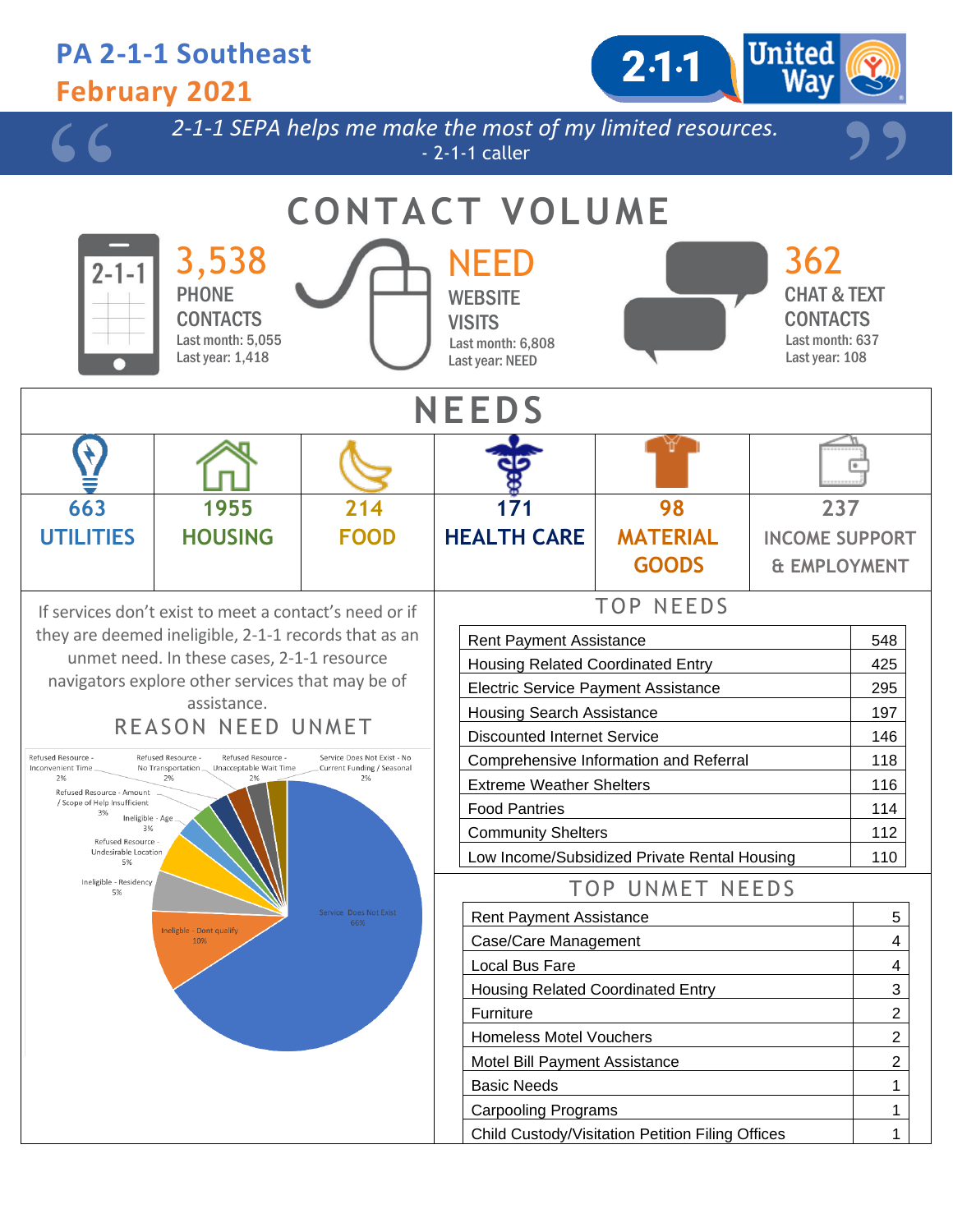# PA 2-1-1 Southeast

## February 2021

*"2-1-1 SEPA helps me make the most of my limited resources."*
- 2-1-1 caller

## CONTACT VOLUME

**3,538** PHONE CONTACTS
Last month: 5,055
Last year: 1,418

**NEED** WEBSITE VISITS
Last month: 6,808
Last year: NEED

**362** CHAT & TEXT CONTACTS
Last month: 637
Last year: 108

## NEEDS

| 663 | 1955 | 214 | 171 | 98 | 237 |
|---|---|---|---|---|---|
| UTILITIES | HOUSING | FOOD | HEALTH CARE | MATERIAL GOODS | INCOME SUPPORT & EMPLOYMENT |

If services don't exist to meet a contact's need or if they are deemed ineligible, 2-1-1 records that as an unmet need. In these cases, 2-1-1 resource navigators explore other services that may be of assistance.

### REASON NEED UNMET

- Service Does Not Exist: 66%
- Ineligible - Dont qualify: 10%
- Ineligible - Residency: 5%
- Refused Resource - Undesirable Location: 5%
- Ineligible - Age: 3%
- Refused Resource - Amount / Scope of Help Insufficient: 3%
- Refused Resource - Inconvenient Time: 2%
- Refused Resource - No Transportation: 2%
- Refused Resource - Unacceptable Wait Time: 2%
- Service Does Not Exist - No Current Funding / Seasonal: 2%

### TOP NEEDS

| Need | Count |
|---|---|
| Rent Payment Assistance | 548 |
| Housing Related Coordinated Entry | 425 |
| Electric Service Payment Assistance | 295 |
| Housing Search Assistance | 197 |
| Discounted Internet Service | 146 |
| Comprehensive Information and Referral | 118 |
| Extreme Weather Shelters | 116 |
| Food Pantries | 114 |
| Community Shelters | 112 |
| Low Income/Subsidized Private Rental Housing | 110 |

### TOP UNMET NEEDS

| Unmet Need | Count |
|---|---|
| Rent Payment Assistance | 5 |
| Case/Care Management | 4 |
| Local Bus Fare | 4 |
| Housing Related Coordinated Entry | 3 |
| Furniture | 2 |
| Homeless Motel Vouchers | 2 |
| Motel Bill Payment Assistance | 2 |
| Basic Needs | 1 |
| Carpooling Programs | 1 |
| Child Custody/Visitation Petition Filing Offices | 1 |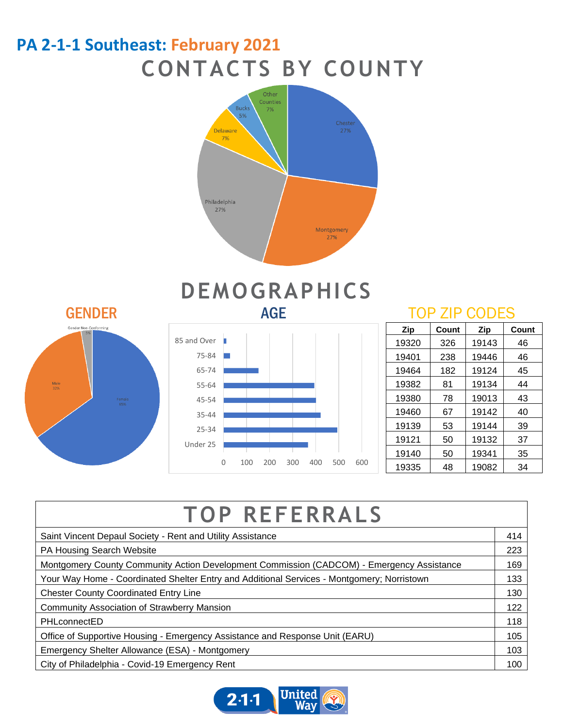# PA 2-1-1 Southeast: February 2021

## CONTACTS BY COUNTY

Chester 27%
Montgomery 27%
Philadelphia 27%
Delaware 7%
Bucks 5%
Other Counties 7%

## DEMOGRAPHICS

### GENDER

Gender Non-Conforming 3%
Male 32%
Female 65%

### AGE

85 and Over
75-84
65-74
55-64
45-54
35-44
25-34
Under 25

0 100 200 300 400 500 600

### TOP ZIP CODES

| Zip | Count | Zip | Count |
|---|---|---|---|
| 19320 | 326 | 19143 | 46 |
| 19401 | 238 | 19446 | 46 |
| 19464 | 182 | 19124 | 45 |
| 19382 | 81 | 19134 | 44 |
| 19380 | 78 | 19013 | 43 |
| 19460 | 67 | 19142 | 40 |
| 19139 | 53 | 19144 | 39 |
| 19121 | 50 | 19132 | 37 |
| 19140 | 50 | 19341 | 35 |
| 19335 | 48 | 19082 | 34 |

## TOP REFERRALS

| Referral | Count |
|---|---|
| Saint Vincent Depaul Society - Rent and Utility Assistance | 414 |
| PA Housing Search Website | 223 |
| Montgomery County Community Action Development Commission (CADCOM) - Emergency Assistance | 169 |
| Your Way Home - Coordinated Shelter Entry and Additional Services - Montgomery; Norristown | 133 |
| Chester County Coordinated Entry Line | 130 |
| Community Association of Strawberry Mansion | 122 |
| PHLconnectED | 118 |
| Office of Supportive Housing - Emergency Assistance and Response Unit (EARU) | 105 |
| Emergency Shelter Allowance (ESA) - Montgomery | 103 |
| City of Philadelphia - Covid-19 Emergency Rent | 100 |

2·1·1 United Way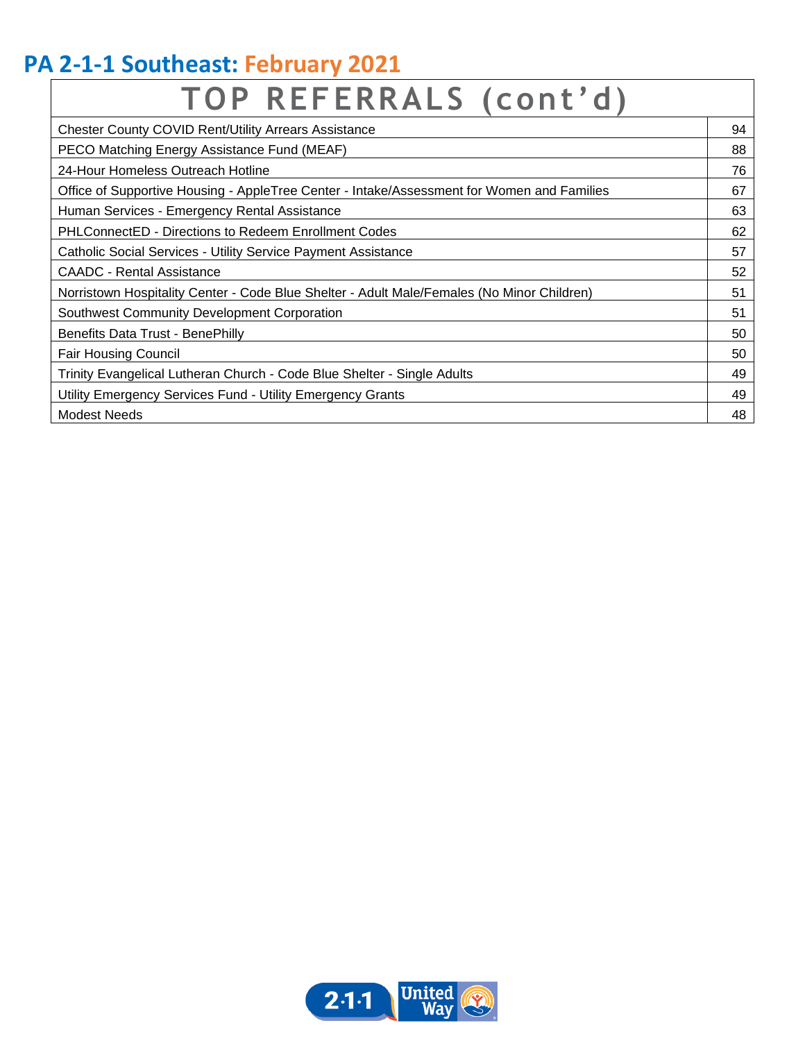# PA 2-1-1 Southeast: February 2021

| TOP REFERRALS (cont'd) | |
|---|---|
| Chester County COVID Rent/Utility Arrears Assistance | 94 |
| PECO Matching Energy Assistance Fund (MEAF) | 88 |
| 24-Hour Homeless Outreach Hotline | 76 |
| Office of Supportive Housing - AppleTree Center - Intake/Assessment for Women and Families | 67 |
| Human Services - Emergency Rental Assistance | 63 |
| PHLConnectED - Directions to Redeem Enrollment Codes | 62 |
| Catholic Social Services - Utility Service Payment Assistance | 57 |
| CAADC - Rental Assistance | 52 |
| Norristown Hospitality Center - Code Blue Shelter - Adult Male/Females (No Minor Children) | 51 |
| Southwest Community Development Corporation | 51 |
| Benefits Data Trust - BenePhilly | 50 |
| Fair Housing Council | 50 |
| Trinity Evangelical Lutheran Church - Code Blue Shelter - Single Adults | 49 |
| Utility Emergency Services Fund - Utility Emergency Grants | 49 |
| Modest Needs | 48 |